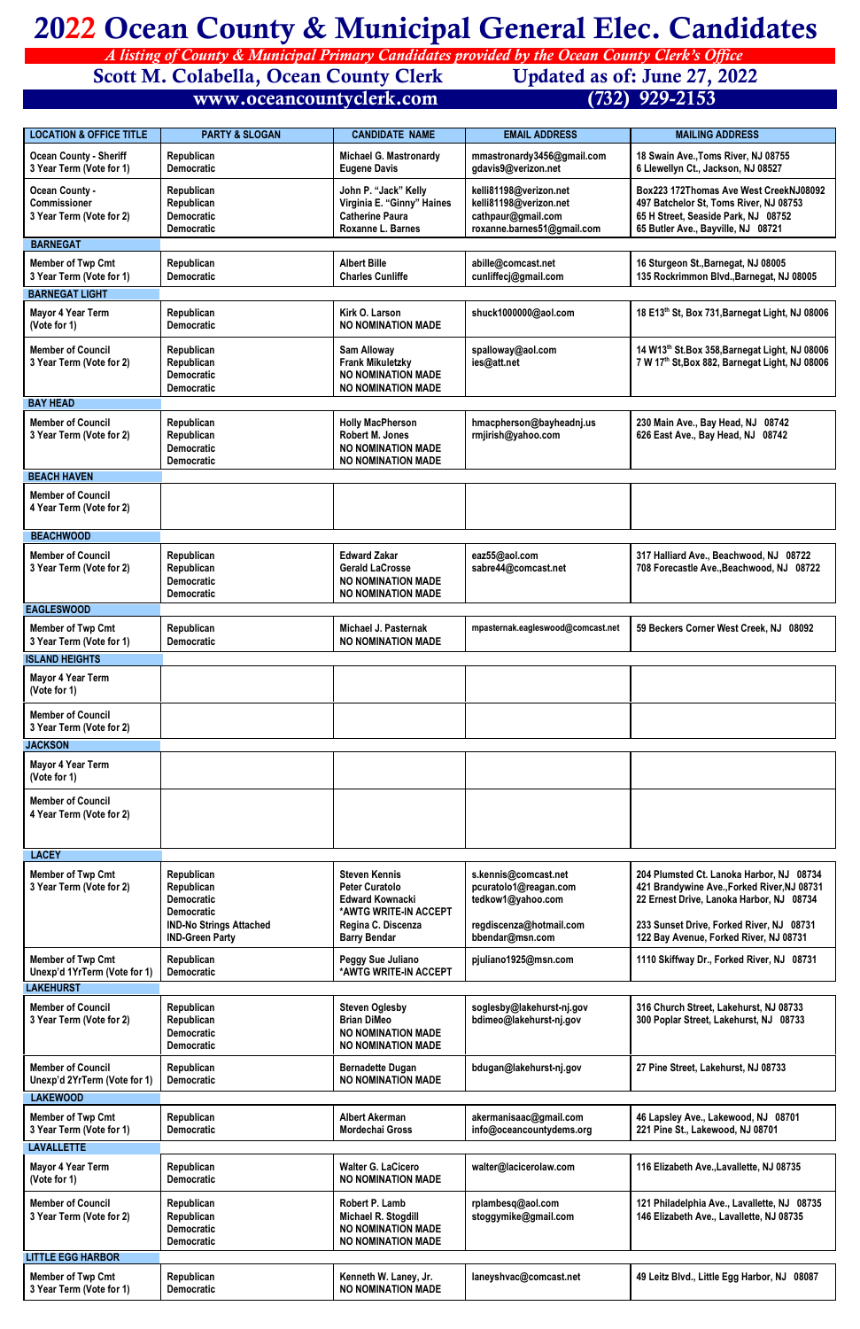# 2022 Ocean County & Municipal General Elec. Candidates

*A listing of County & Municipal Primary Candidates provided by the Ocean County Clerk's Office*

**Scott M. Colabella, Ocean County Clerk** — **Updated as of: June 27, 2022**

**www.oceancountyclerk.com** — **(732) 929-2153**

| LOCATION & OFFICE TITLE | PARTY & SLOGAN | CANDIDATE NAME | EMAIL ADDRESS | MAILING ADDRESS |
|---|---|---|---|---|
| Ocean County - Sheriff 3 Year Term (Vote for 1) | Republican<br>Democratic | Michael G. Mastronardy<br>Eugene Davis | mmastronardy3456@gmail.com<br>gdavis9@verizon.net | 18 Swain Ave.,Toms River, NJ 08755<br>6 Llewellyn Ct., Jackson, NJ 08527 |
| Ocean County - Commissioner 3 Year Term (Vote for 2) | Republican<br>Republican<br>Democratic<br>Democratic | John P. "Jack" Kelly<br>Virginia E. "Ginny" Haines<br>Catherine Paura<br>Roxanne L. Barnes | kelli81198@verizon.net<br>kelli81198@verizon.net<br>cathpaur@gmail.com<br>roxanne.barnes51@gmail.com | Box223 172Thomas Ave West CreekNJ08092<br>497 Batchelor St, Toms River, NJ 08753<br>65 H Street, Seaside Park, NJ 08752<br>65 Butler Ave., Bayville, NJ 08721 |
| **BARNEGAT** | | | | |
| Member of Twp Cmt 3 Year Term (Vote for 1) | Republican<br>Democratic | Albert Bille<br>Charles Cunliffe | abille@comcast.net<br>cunliffecj@gmail.com | 16 Sturgeon St.,Barnegat, NJ 08005<br>135 Rockrimmon Blvd.,Barnegat, NJ 08005 |
| **BARNEGAT LIGHT** | | | | |
| Mayor 4 Year Term (Vote for 1) | Republican<br>Democratic | Kirk O. Larson<br>NO NOMINATION MADE | shuck1000000@aol.com | 18 E13th St, Box 731,Barnegat Light, NJ 08006 |
| Member of Council 3 Year Term (Vote for 2) | Republican<br>Republican<br>Democratic<br>Democratic | Sam Alloway<br>Frank Mikuletzky<br>NO NOMINATION MADE<br>NO NOMINATION MADE | spalloway@aol.com<br>ies@att.net | 14 W13th St.Box 358,Barnegat Light, NJ 08006<br>7 W 17th St,Box 882, Barnegat Light, NJ 08006 |
| **BAY HEAD** | | | | |
| Member of Council 3 Year Term (Vote for 2) | Republican<br>Republican<br>Democratic<br>Democratic | Holly MacPherson<br>Robert M. Jones<br>NO NOMINATION MADE<br>NO NOMINATION MADE | hmacpherson@bayheadnj.us<br>rmjirish@yahoo.com | 230 Main Ave., Bay Head, NJ 08742<br>626 East Ave., Bay Head, NJ 08742 |
| **BEACH HAVEN** | | | | |
| Member of Council 4 Year Term (Vote for 2) | | | | |
| **BEACHWOOD** | | | | |
| Member of Council 3 Year Term (Vote for 2) | Republican<br>Republican<br>Democratic<br>Democratic | Edward Zakar<br>Gerald LaCrosse<br>NO NOMINATION MADE<br>NO NOMINATION MADE | eaz55@aol.com<br>sabre44@comcast.net | 317 Halliard Ave., Beachwood, NJ 08722<br>708 Forecastle Ave.,Beachwood, NJ 08722 |
| **EAGLESWOOD** | | | | |
| Member of Twp Cmt 3 Year Term (Vote for 1) | Republican<br>Democratic | Michael J. Pasternak<br>NO NOMINATION MADE | mpasternak.eagleswood@comcast.net | 59 Beckers Corner West Creek, NJ 08092 |
| **ISLAND HEIGHTS** | | | | |
| Mayor 4 Year Term (Vote for 1) | | | | |
| Member of Council 3 Year Term (Vote for 2) | | | | |
| **JACKSON** | | | | |
| Mayor 4 Year Term (Vote for 1) | | | | |
| Member of Council 4 Year Term (Vote for 2) | | | | |
| **LACEY** | | | | |
| Member of Twp Cmt 3 Year Term (Vote for 2) | Republican<br>Republican<br>Democratic<br>Democratic<br>IND-No Strings Attached<br>IND-Green Party | Steven Kennis<br>Peter Curatolo<br>Edward Kownacki<br>*AWTG WRITE-IN ACCEPT<br>Regina C. Discenza<br>Barry Bendar | s.kennis@comcast.net<br>pcuratolo1@reagan.com<br>tedkow1@yahoo.com<br><br>regdiscenza@hotmail.com<br>bbendar@msn.com | 204 Plumsted Ct. Lanoka Harbor, NJ 08734<br>421 Brandywine Ave.,Forked River,NJ 08731<br>22 Ernest Drive, Lanoka Harbor, NJ 08734<br><br>233 Sunset Drive, Forked River, NJ 08731<br>122 Bay Avenue, Forked River, NJ 08731 |
| Member of Twp Cmt Unexp'd 1YrTerm (Vote for 1) | Republican<br>Democratic | Peggy Sue Juliano<br>*AWTG WRITE-IN ACCEPT | pjuliano1925@msn.com | 1110 Skiffway Dr., Forked River, NJ 08731 |
| **LAKEHURST** | | | | |
| Member of Council 3 Year Term (Vote for 2) | Republican<br>Republican<br>Democratic<br>Democratic | Steven Oglesby<br>Brian DiMeo<br>NO NOMINATION MADE<br>NO NOMINATION MADE | soglesby@lakehurst-nj.gov<br>bdimeo@lakehurst-nj.gov | 316 Church Street, Lakehurst, NJ 08733<br>300 Poplar Street, Lakehurst, NJ 08733 |
| Member of Council Unexp'd 2YrTerm (Vote for 1) | Republican<br>Democratic | Bernadette Dugan<br>NO NOMINATION MADE | bdugan@lakehurst-nj.gov | 27 Pine Street, Lakehurst, NJ 08733 |
| **LAKEWOOD** | | | | |
| Member of Twp Cmt 3 Year Term (Vote for 1) | Republican<br>Democratic | Albert Akerman<br>Mordechai Gross | akermanisaac@gmail.com<br>info@oceancountydems.org | 46 Lapsley Ave., Lakewood, NJ 08701<br>221 Pine St., Lakewood, NJ 08701 |
| **LAVALLETTE** | | | | |
| Mayor 4 Year Term (Vote for 1) | Republican<br>Democratic | Walter G. LaCicero<br>NO NOMINATION MADE | walter@lacicerolaw.com | 116 Elizabeth Ave.,Lavallette, NJ 08735 |
| Member of Council 3 Year Term (Vote for 2) | Republican<br>Republican<br>Democratic<br>Democratic | Robert P. Lamb<br>Michael R. Stogdill<br>NO NOMINATION MADE<br>NO NOMINATION MADE | rplambesq@aol.com<br>stoggymike@gmail.com | 121 Philadelphia Ave., Lavallette, NJ 08735<br>146 Elizabeth Ave., Lavallette, NJ 08735 |
| **LITTLE EGG HARBOR** | | | | |
| Member of Twp Cmt 3 Year Term (Vote for 1) | Republican<br>Democratic | Kenneth W. Laney, Jr.<br>NO NOMINATION MADE | laneyshvac@comcast.net | 49 Leitz Blvd., Little Egg Harbor, NJ 08087 |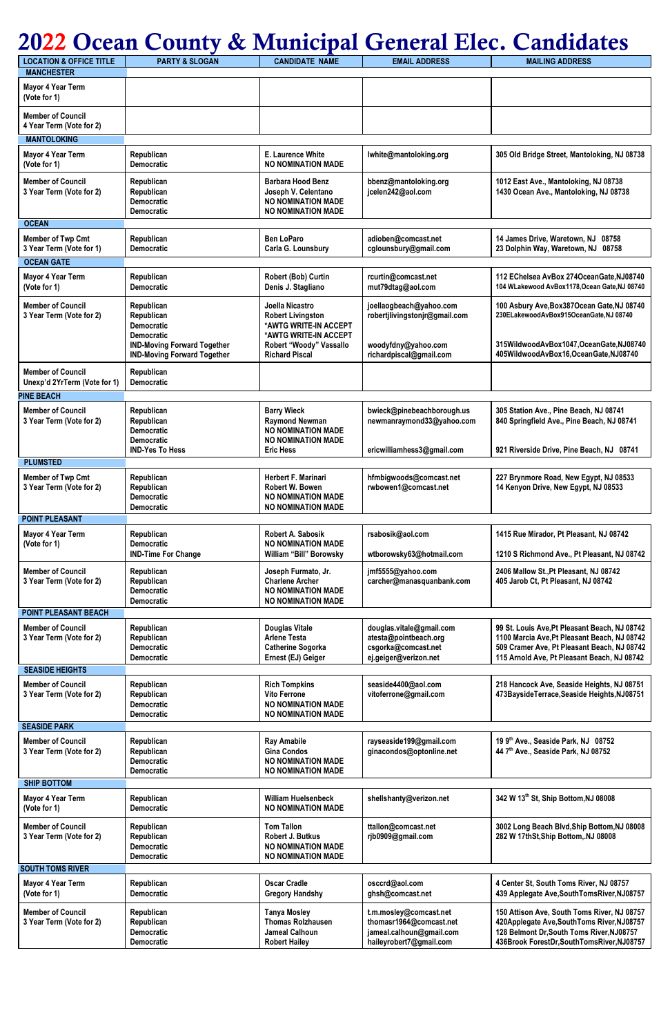# 2022 Ocean County & Municipal General Elec. Candidates

| LOCATION & OFFICE TITLE | PARTY & SLOGAN | CANDIDATE NAME | EMAIL ADDRESS | MAILING ADDRESS |
|---|---|---|---|---|
| **MANCHESTER** | | | | |
| Mayor 4 Year Term (Vote for 1) | | | | |
| Member of Council 4 Year Term (Vote for 2) | | | | |
| **MANTOLOKING** | | | | |
| Mayor 4 Year Term (Vote for 1) | Republican<br>Democratic | E. Laurence White<br>NO NOMINATION MADE | lwhite@mantoloking.org | 305 Old Bridge Street, Mantoloking, NJ 08738 |
| Member of Council 3 Year Term (Vote for 2) | Republican<br>Republican<br>Democratic<br>Democratic | Barbara Hood Benz<br>Joseph V. Celentano<br>NO NOMINATION MADE<br>NO NOMINATION MADE | bbenz@mantoloking.org<br>jcelen242@aol.com | 1012 East Ave., Mantoloking, NJ 08738<br>1430 Ocean Ave., Mantoloking, NJ 08738 |
| **OCEAN** | | | | |
| Member of Twp Cmt 3 Year Term (Vote for 1) | Republican<br>Democratic | Ben LoParo<br>Carla G. Lounsbury | adioben@comcast.net<br>cglounsbury@gmail.com | 14 James Drive, Waretown, NJ 08758<br>23 Dolphin Way, Waretown, NJ 08758 |
| **OCEAN GATE** | | | | |
| Mayor 4 Year Term (Vote for 1) | Republican<br>Democratic | Robert (Bob) Curtin<br>Denis J. Stagliano | rcurtin@comcast.net<br>mut79dtag@aol.com | 112 EChelsea AvBox 274OceanGate,NJ08740<br>104 WLakewood AvBox1178,Ocean Gate,NJ 08740 |
| Member of Council 3 Year Term (Vote for 2) | Republican<br>Republican<br>Democratic<br>Democratic<br>IND-Moving Forward Together<br>IND-Moving Forward Together | Joella Nicastro<br>Robert Livingston<br>*AWTG WRITE-IN ACCEPT<br>*AWTG WRITE-IN ACCEPT<br>Robert "Woody" Vassallo<br>Richard Piscal | joellaogbeach@yahoo.com<br>robertjlivingstonjr@gmail.com<br><br><br>woodyfdny@yahoo.com<br>richardpiscal@gmail.com | 100 Asbury Ave,Box387Ocean Gate,NJ 08740<br>230ELakewoodAvBox915OceanGate,NJ 08740<br><br><br>315WildwoodAvBox1047,OceanGate,NJ08740<br>405WildwoodAvBox16,OceanGate,NJ08740 |
| Member of Council Unexp'd 2YrTerm (Vote for 1) | Republican<br>Democratic | | | |
| **PINE BEACH** | | | | |
| Member of Council 3 Year Term (Vote for 2) | Republican<br>Republican<br>Democratic<br>Democratic<br>IND-Yes To Hess | Barry Wieck<br>Raymond Newman<br>NO NOMINATION MADE<br>NO NOMINATION MADE<br>Eric Hess | bwieck@pinebeachborough.us<br>newmanraymond33@yahoo.com<br><br><br>ericwilliamhess3@gmail.com | 305 Station Ave., Pine Beach, NJ 08741<br>840 Springfield Ave., Pine Beach, NJ 08741<br><br><br>921 Riverside Drive, Pine Beach, NJ 08741 |
| **PLUMSTED** | | | | |
| Member of Twp Cmt 3 Year Term (Vote for 2) | Republican<br>Republican<br>Democratic<br>Democratic | Herbert F. Marinari<br>Robert W. Bowen<br>NO NOMINATION MADE<br>NO NOMINATION MADE | hfmbigwoods@comcast.net<br>rwbowen1@comcast.net | 227 Brynmore Road, New Egypt, NJ 08533<br>14 Kenyon Drive, New Egypt, NJ 08533 |
| **POINT PLEASANT** | | | | |
| Mayor 4 Year Term (Vote for 1) | Republican<br>Democratic<br>IND-Time For Change | Robert A. Sabosik<br>NO NOMINATION MADE<br>William "Bill" Borowsky | rsabosik@aol.com<br><br>wtborowsky63@hotmail.com | 1415 Rue Mirador, Pt Pleasant, NJ 08742<br><br>1210 S Richmond Ave., Pt Pleasant, NJ 08742 |
| Member of Council 3 Year Term (Vote for 2) | Republican<br>Republican<br>Democratic<br>Democratic | Joseph Furmato, Jr.<br>Charlene Archer<br>NO NOMINATION MADE<br>NO NOMINATION MADE | jmf5555@yahoo.com<br>carcher@manasquanbank.com | 2406 Mallow St.,Pt Pleasant, NJ 08742<br>405 Jarob Ct, Pt Pleasant, NJ 08742 |
| **POINT PLEASANT BEACH** | | | | |
| Member of Council 3 Year Term (Vote for 2) | Republican<br>Republican<br>Democratic<br>Democratic | Douglas Vitale<br>Arlene Testa<br>Catherine Sogorka<br>Ernest (EJ) Geiger | douglas.vitale@gmail.com<br>atesta@pointbeach.org<br>csgorka@comcast.net<br>ej.geiger@verizon.net | 99 St. Louis Ave,Pt Pleasant Beach, NJ 08742<br>1100 Marcia Ave,Pt Pleasant Beach, NJ 08742<br>509 Cramer Ave, Pt Pleasant Beach, NJ 08742<br>115 Arnold Ave, Pt Pleasant Beach, NJ 08742 |
| **SEASIDE HEIGHTS** | | | | |
| Member of Council 3 Year Term (Vote for 2) | Republican<br>Republican<br>Democratic<br>Democratic | Rich Tompkins<br>Vito Ferrone<br>NO NOMINATION MADE<br>NO NOMINATION MADE | seaside4400@aol.com<br>vitoferrone@gmail.com | 218 Hancock Ave, Seaside Heights, NJ 08751<br>473BaysideTerrace,Seaside Heights,NJ08751 |
| **SEASIDE PARK** | | | | |
| Member of Council 3 Year Term (Vote for 2) | Republican<br>Republican<br>Democratic<br>Democratic | Ray Amabile<br>Gina Condos<br>NO NOMINATION MADE<br>NO NOMINATION MADE | rayseaside199@gmail.com<br>ginacondos@optonline.net | 19 9th Ave., Seaside Park, NJ 08752<br>44 7th Ave., Seaside Park, NJ 08752 |
| **SHIP BOTTOM** | | | | |
| Mayor 4 Year Term (Vote for 1) | Republican<br>Democratic | William Huelsenbeck<br>NO NOMINATION MADE | shellshanty@verizon.net | 342 W 13th St, Ship Bottom,NJ 08008 |
| Member of Council 3 Year Term (Vote for 2) | Republican<br>Republican<br>Democratic<br>Democratic | Tom Tallon<br>Robert J. Butkus<br>NO NOMINATION MADE<br>NO NOMINATION MADE | ttallon@comcast.net<br>rjb0909@gmail.com | 3002 Long Beach Blvd,Ship Bottom,NJ 08008<br>282 W 17thSt,Ship Bottom,.NJ 08008 |
| **SOUTH TOMS RIVER** | | | | |
| Mayor 4 Year Term (Vote for 1) | Republican<br>Democratic | Oscar Cradle<br>Gregory Handshy | osccrd@aol.com<br>ghsh@comcast.net | 4 Center St, South Toms River, NJ 08757<br>439 Applegate Ave,SouthTomsRiver,NJ08757 |
| Member of Council 3 Year Term (Vote for 2) | Republican<br>Republican<br>Democratic<br>Democratic | Tanya Mosley<br>Thomas Rolzhausen<br>Jameal Calhoun<br>Robert Hailey | t.m.mosley@comcast.net<br>thomasr1964@comcast.net<br>jameal.calhoun@gmail.com<br>haileyrobert7@gmail.com | 150 Attison Ave, South Toms River, NJ 08757<br>420Applegate Ave,SouthToms River,NJ08757<br>128 Belmont Dr,South Toms River,NJ08757<br>436Brook ForestDr,SouthTomsRiver,NJ08757 |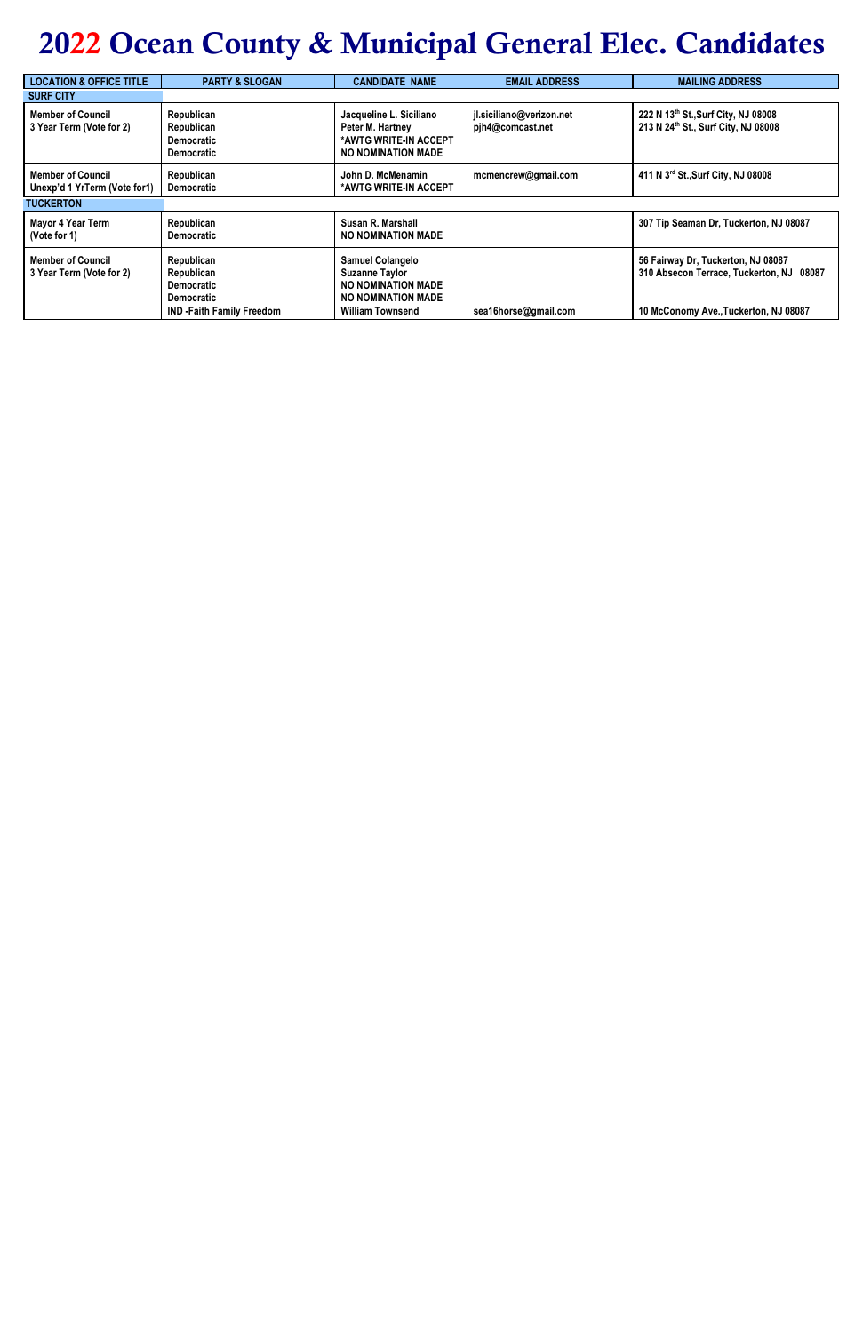# 2022 Ocean County & Municipal General Elec. Candidates

| LOCATION & OFFICE TITLE | PARTY & SLOGAN | CANDIDATE NAME | EMAIL ADDRESS | MAILING ADDRESS |
|---|---|---|---|---|
| **SURF CITY** | | | | |
| Member of Council<br>3 Year Term (Vote for 2) | Republican<br>Republican<br>Democratic<br>Democratic | Jacqueline L. Siciliano<br>Peter M. Hartney<br>*AWTG WRITE-IN ACCEPT<br>NO NOMINATION MADE | jl.siciliano@verizon.net<br>pjh4@comcast.net | 222 N 13th St.,Surf City, NJ 08008<br>213 N 24th St., Surf City, NJ 08008 |
| Member of Council<br>Unexp'd 1 YrTerm (Vote for1) | Republican<br>Democratic | John D. McMenamin<br>*AWTG WRITE-IN ACCEPT | mcmencrew@gmail.com | 411 N 3rd St.,Surf City, NJ 08008 |
| **TUCKERTON** | | | | |
| Mayor 4 Year Term<br>(Vote for 1) | Republican<br>Democratic | Susan R. Marshall<br>NO NOMINATION MADE | | 307 Tip Seaman Dr, Tuckerton, NJ 08087 |
| Member of Council<br>3 Year Term (Vote for 2) | Republican<br>Republican<br>Democratic<br>Democratic<br>IND -Faith Family Freedom | Samuel Colangelo<br>Suzanne Taylor<br>NO NOMINATION MADE<br>NO NOMINATION MADE<br>William Townsend | sea16horse@gmail.com | 56 Fairway Dr, Tuckerton, NJ 08087<br>310 Absecon Terrace, Tuckerton, NJ 08087<br>10 McConomy Ave.,Tuckerton, NJ 08087 |